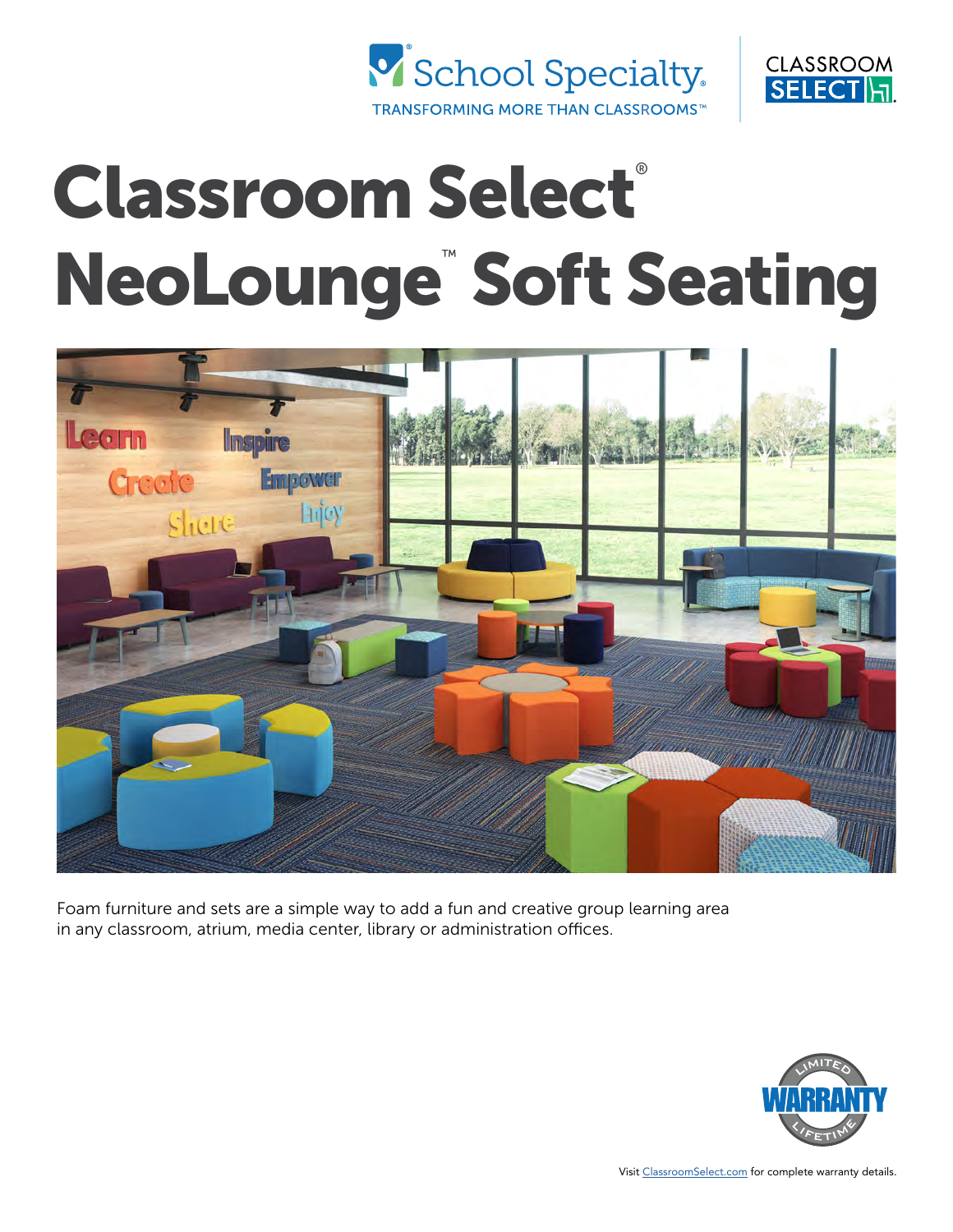School Specialty®
TRANSFORMING MORE THAN CLASSROOMS™

CLASSROOM SELECT

# Classroom Select® NeoLounge™ Soft Seating

Foam furniture and sets are a simple way to add a fun and creative group learning area in any classroom, atrium, media center, library or administration offices.

LIMITED WARRANTY LIFETIME

Visit ClassroomSelect.com for complete warranty details.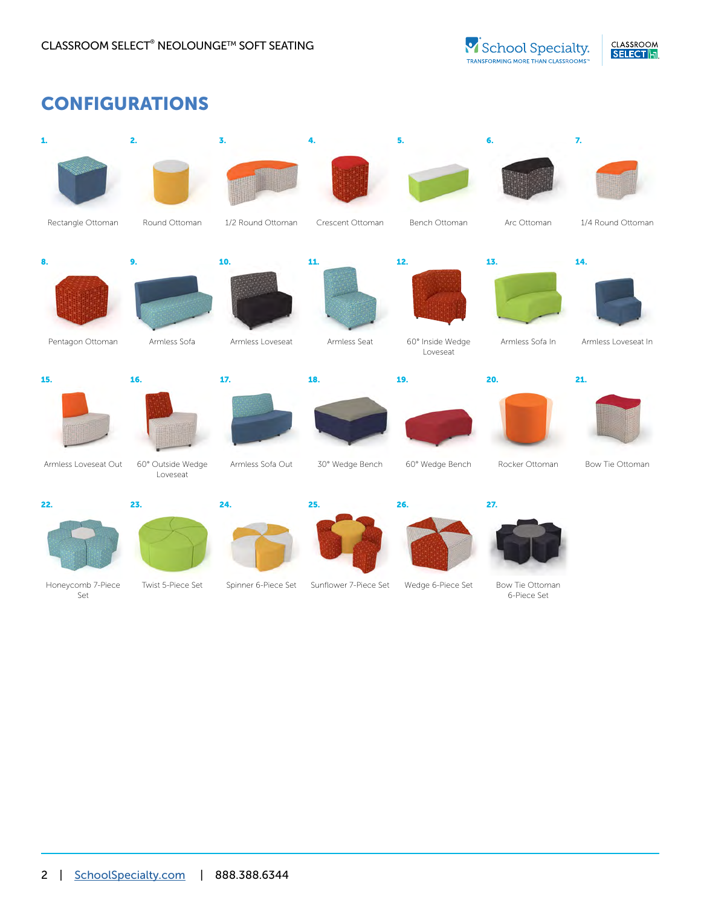# CONFIGURATIONS

1. Rectangle Ottoman
2. Round Ottoman
3. 1/2 Round Ottoman
4. Crescent Ottoman
5. Bench Ottoman
6. Arc Ottoman
7. 1/4 Round Ottoman
8. Pentagon Ottoman
9. Armless Sofa
10. Armless Loveseat
11. Armless Seat
12. 60° Inside Wedge Loveseat
13. Armless Sofa In
14. Armless Loveseat In
15. Armless Loveseat Out
16. 60° Outside Wedge Loveseat
17. Armless Sofa Out
18. 30° Wedge Bench
19. 60° Wedge Bench
20. Rocker Ottoman
21. Bow Tie Ottoman
22. Honeycomb 7-Piece Set
23. Twist 5-Piece Set
24. Spinner 6-Piece Set
25. Sunflower 7-Piece Set
26. Wedge 6-Piece Set
27. Bow Tie Ottoman 6-Piece Set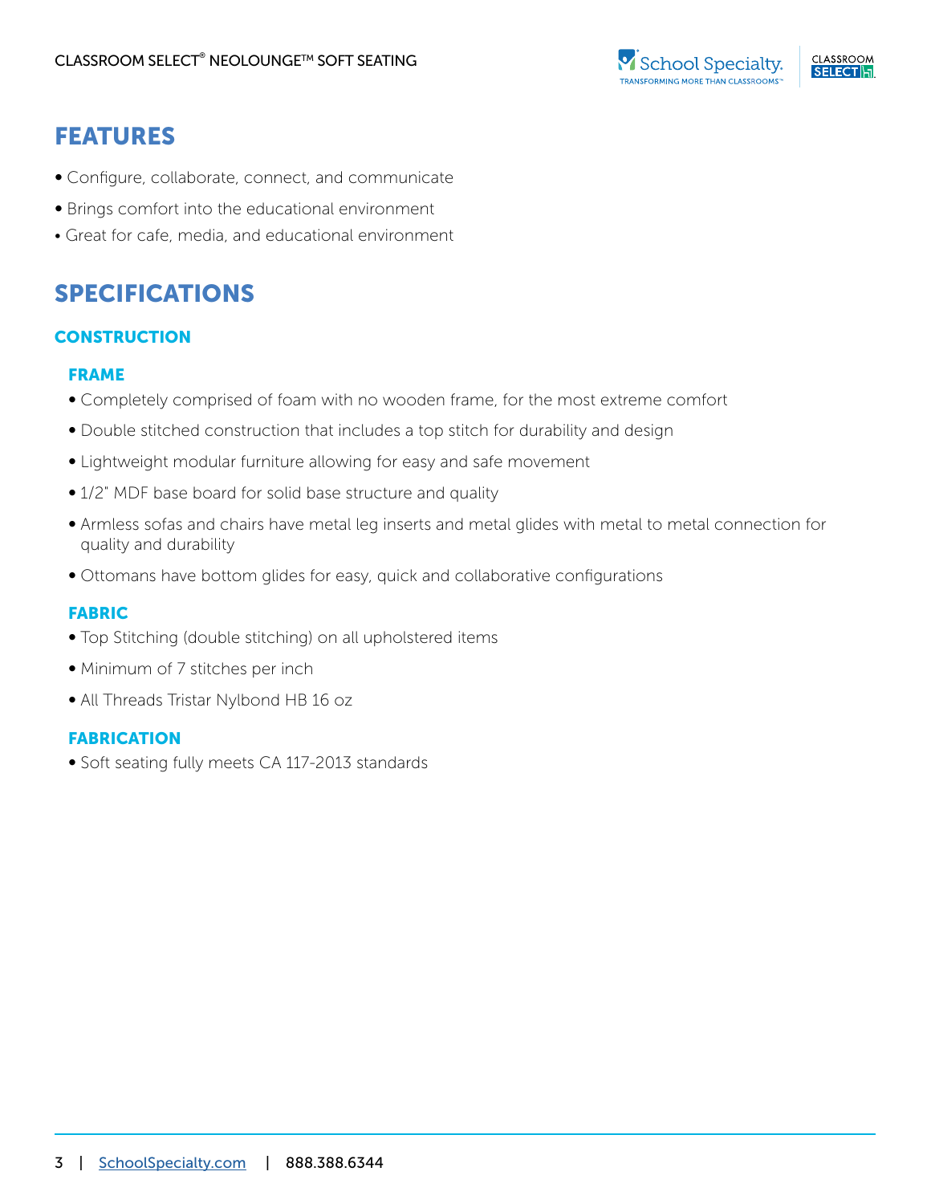## FEATURES

- Configure, collaborate, connect, and communicate
- Brings comfort into the educational environment
- Great for cafe, media, and educational environment

## SPECIFICATIONS

### CONSTRUCTION

#### FRAME

- Completely comprised of foam with no wooden frame, for the most extreme comfort
- Double stitched construction that includes a top stitch for durability and design
- Lightweight modular furniture allowing for easy and safe movement
- 1/2" MDF base board for solid base structure and quality
- Armless sofas and chairs have metal leg inserts and metal glides with metal to metal connection for quality and durability
- Ottomans have bottom glides for easy, quick and collaborative configurations

#### FABRIC

- Top Stitching (double stitching) on all upholstered items
- Minimum of 7 stitches per inch
- All Threads Tristar Nylbond HB 16 oz

#### FABRICATION

- Soft seating fully meets CA 117-2013 standards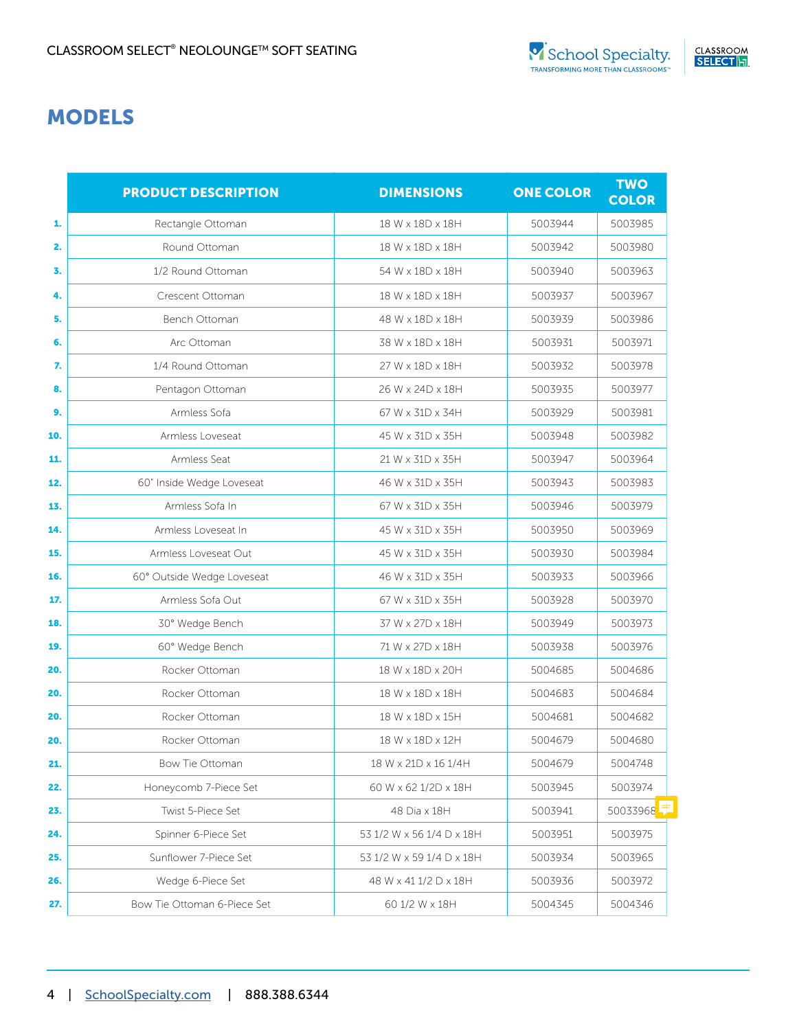## MODELS

|  | PRODUCT DESCRIPTION | DIMENSIONS | ONE COLOR | TWO COLOR |
|---|---|---|---|---|
| 1. | Rectangle Ottoman | 18 W x 18D x 18H | 5003944 | 5003985 |
| 2. | Round Ottoman | 18 W x 18D x 18H | 5003942 | 5003980 |
| 3. | 1/2 Round Ottoman | 54 W x 18D x 18H | 5003940 | 5003963 |
| 4. | Crescent Ottoman | 18 W x 18D x 18H | 5003937 | 5003967 |
| 5. | Bench Ottoman | 48 W x 18D x 18H | 5003939 | 5003986 |
| 6. | Arc Ottoman | 38 W x 18D x 18H | 5003931 | 5003971 |
| 7. | 1/4 Round Ottoman | 27 W x 18D x 18H | 5003932 | 5003978 |
| 8. | Pentagon Ottoman | 26 W x 24D x 18H | 5003935 | 5003977 |
| 9. | Armless Sofa | 67 W x 31D x 34H | 5003929 | 5003981 |
| 10. | Armless Loveseat | 45 W x 31D x 35H | 5003948 | 5003982 |
| 11. | Armless Seat | 21 W x 31D x 35H | 5003947 | 5003964 |
| 12. | 60˚ Inside Wedge Loveseat | 46 W x 31D x 35H | 5003943 | 5003983 |
| 13. | Armless Sofa In | 67 W x 31D x 35H | 5003946 | 5003979 |
| 14. | Armless Loveseat In | 45 W x 31D x 35H | 5003950 | 5003969 |
| 15. | Armless Loveseat Out | 45 W x 31D x 35H | 5003930 | 5003984 |
| 16. | 60° Outside Wedge Loveseat | 46 W x 31D x 35H | 5003933 | 5003966 |
| 17. | Armless Sofa Out | 67 W x 31D x 35H | 5003928 | 5003970 |
| 18. | 30° Wedge Bench | 37 W x 27D x 18H | 5003949 | 5003973 |
| 19. | 60° Wedge Bench | 71 W x 27D x 18H | 5003938 | 5003976 |
| 20. | Rocker Ottoman | 18 W x 18D x 20H | 5004685 | 5004686 |
| 20. | Rocker Ottoman | 18 W x 18D x 18H | 5004683 | 5004684 |
| 20. | Rocker Ottoman | 18 W x 18D x 15H | 5004681 | 5004682 |
| 20. | Rocker Ottoman | 18 W x 18D x 12H | 5004679 | 5004680 |
| 21. | Bow Tie Ottoman | 18 W x 21D x 16 1/4H | 5004679 | 5004748 |
| 22. | Honeycomb 7-Piece Set | 60 W x 62 1/2D x 18H | 5003945 | 5003974 |
| 23. | Twist 5-Piece Set | 48 Dia x 18H | 5003941 | 50033968 |
| 24. | Spinner 6-Piece Set | 53 1/2 W x 56 1/4 D x 18H | 5003951 | 5003975 |
| 25. | Sunflower 7-Piece Set | 53 1/2 W x 59 1/4 D x 18H | 5003934 | 5003965 |
| 26. | Wedge 6-Piece Set | 48 W x 41 1/2 D x 18H | 5003936 | 5003972 |
| 27. | Bow Tie Ottoman 6-Piece Set | 60 1/2 W x 18H | 5004345 | 5004346 |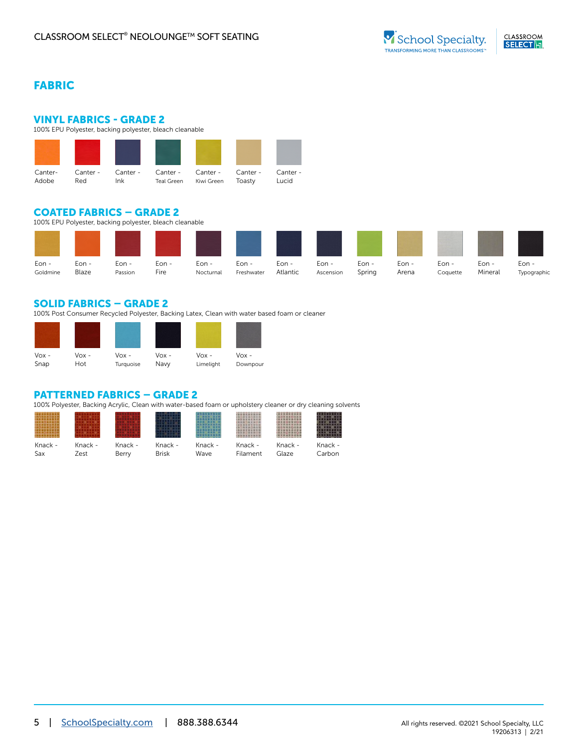# FABRIC

## VINYL FABRICS - GRADE 2

100% EPU Polyester, backing polyester, bleach cleanable

Canter- Adobe

Canter - Red

Canter - Ink

Canter - Teal Green

Canter - Kiwi Green

Canter - Toasty

Canter - Lucid

## COATED FABRICS – GRADE 2

100% EPU Polyester, backing polyester, bleach cleanable

Eon - Goldmine

Eon - Blaze

Eon - Passion

Eon - Fire

Eon - Nocturnal

Eon - Freshwater

Eon - Atlantic

Eon - Ascension

Eon - Spring

Eon - Arena

Eon - Coquette

Eon - Mineral

Eon - Typographic

## SOLID FABRICS – GRADE 2

100% Post Consumer Recycled Polyester, Backing Latex, Clean with water based foam or cleaner

Vox - Snap

Vox - Hot

Vox - Turquoise

Vox - Navy

Vox - Limelight

Vox - Downpour

## PATTERNED FABRICS – GRADE 2

100% Polyester, Backing Acrylic, Clean with water-based foam or upholstery cleaner or dry cleaning solvents

Knack - Sax

Knack - Zest

Knack - Berry

Knack - Brisk

Knack - Wave

Knack - Filament

Knack - Glaze

Knack - Carbon